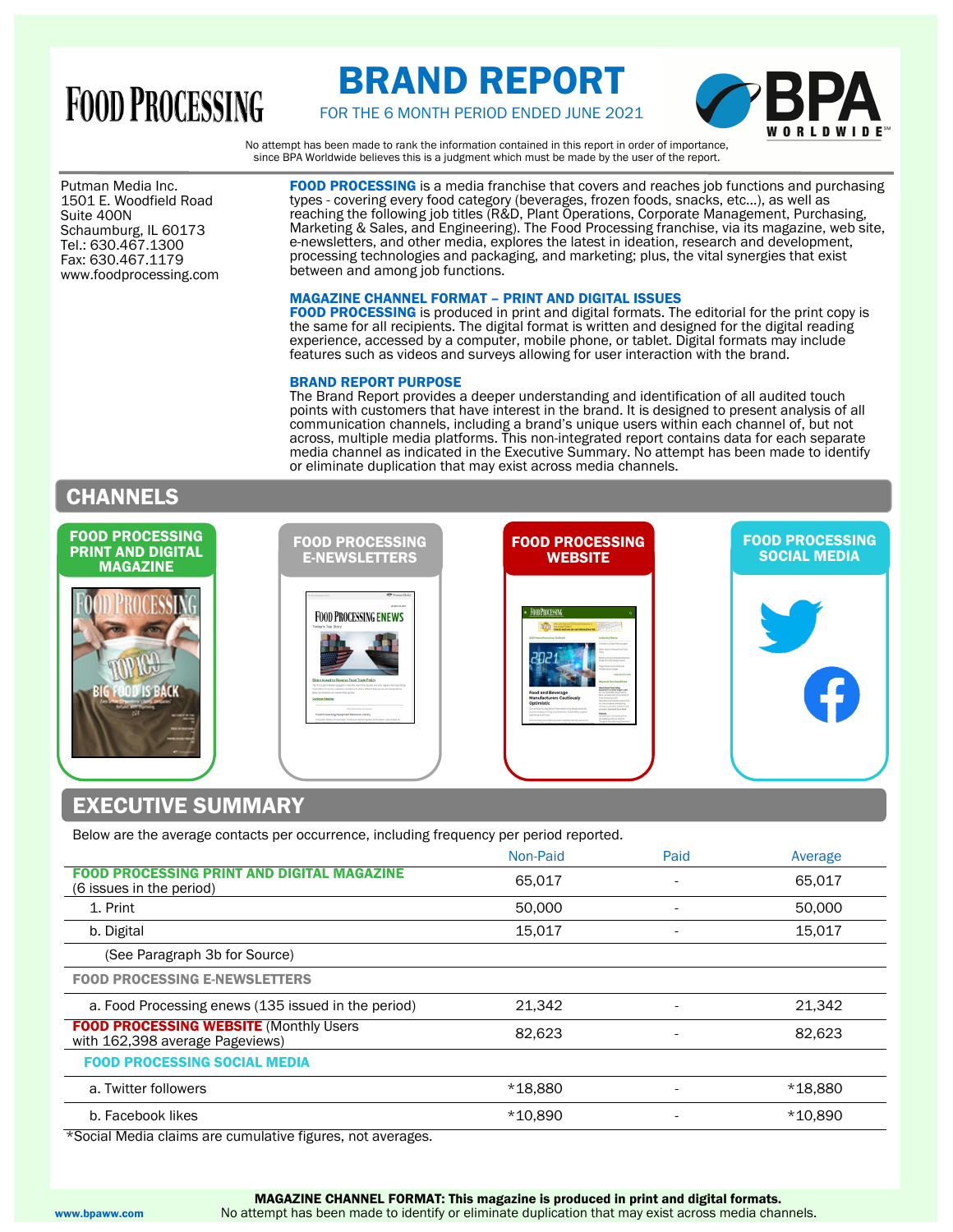FOOD PROCESSING

# BRAND REPORT

FOR THE 6 MONTH PERIOD ENDED JUNE 2021

BPA WORLDWIDE

No attempt has been made to rank the information contained in this report in order of importance, since BPA Worldwide believes this is a judgment which must be made by the user of the report.

Putman Media Inc.
1501 E. Woodfield Road
Suite 400N
Schaumburg, IL 60173
Tel.: 630.467.1300
Fax: 630.467.1179
www.foodprocessing.com

**FOOD PROCESSING** is a media franchise that covers and reaches job functions and purchasing types - covering every food category (beverages, frozen foods, snacks, etc...), as well as reaching the following job titles (R&D, Plant Operations, Corporate Management, Purchasing, Marketing & Sales, and Engineering). The Food Processing franchise, via its magazine, web site, e-newsletters, and other media, explores the latest in ideation, research and development, processing technologies and packaging, and marketing; plus, the vital synergies that exist between and among job functions.

### MAGAZINE CHANNEL FORMAT – PRINT AND DIGITAL ISSUES

**FOOD PROCESSING** is produced in print and digital formats. The editorial for the print copy is the same for all recipients. The digital format is written and designed for the digital reading experience, accessed by a computer, mobile phone, or tablet. Digital formats may include features such as videos and surveys allowing for user interaction with the brand.

### BRAND REPORT PURPOSE

The Brand Report provides a deeper understanding and identification of all audited touch points with customers that have interest in the brand. It is designed to present analysis of all communication channels, including a brand's unique users within each channel of, but not across, multiple media platforms. This non-integrated report contains data for each separate media channel as indicated in the Executive Summary. No attempt has been made to identify or eliminate duplication that may exist across media channels.

## CHANNELS

- FOOD PROCESSING PRINT AND DIGITAL MAGAZINE
- FOOD PROCESSING E-NEWSLETTERS
- FOOD PROCESSING WEBSITE
- FOOD PROCESSING SOCIAL MEDIA

## EXECUTIVE SUMMARY

Below are the average contacts per occurrence, including frequency per period reported.

| | Non-Paid | Paid | Average |
|---|---|---|---|
| **FOOD PROCESSING PRINT AND DIGITAL MAGAZINE** (6 issues in the period) | 65,017 | - | 65,017 |
| 1. Print | 50,000 | - | 50,000 |
| b. Digital | 15,017 | - | 15,017 |
| (See Paragraph 3b for Source) | | | |
| **FOOD PROCESSING E-NEWSLETTERS** | | | |
| a. Food Processing enews (135 issued in the period) | 21,342 | - | 21,342 |
| **FOOD PROCESSING WEBSITE** (Monthly Users with 162,398 average Pageviews) | 82,623 | - | 82,623 |
| **FOOD PROCESSING SOCIAL MEDIA** | | | |
| a. Twitter followers | *18,880 | - | *18,880 |
| b. Facebook likes | *10,890 | - | *10,890 |

*Social Media claims are cumulative figures, not averages.

**MAGAZINE CHANNEL FORMAT: This magazine is produced in print and digital formats.**
No attempt has been made to identify or eliminate duplication that may exist across media channels.

www.bpaww.com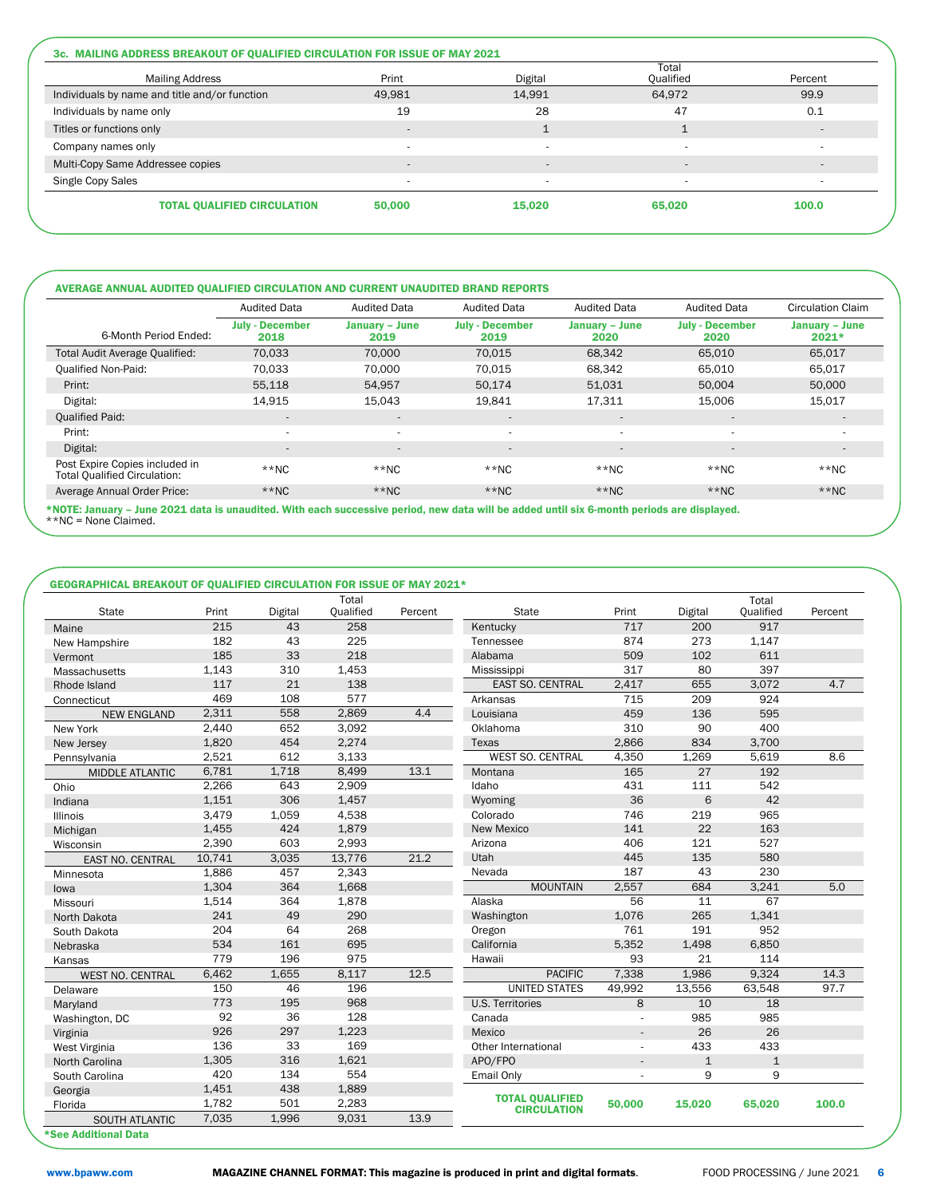### 3c. MAILING ADDRESS BREAKOUT OF QUALIFIED CIRCULATION FOR ISSUE OF MAY 2021

| Mailing Address | Print | Digital | Total Qualified | Percent |
|---|---|---|---|---|
| Individuals by name and title and/or function | 49,981 | 14,991 | 64,972 | 99.9 |
| Individuals by name only | 19 | 28 | 47 | 0.1 |
| Titles or functions only | - | 1 | 1 | - |
| Company names only | - | - | - | - |
| Multi-Copy Same Addressee copies | - | - | - | - |
| Single Copy Sales | - | - | - | - |
| **TOTAL QUALIFIED CIRCULATION** | **50,000** | **15,020** | **65,020** | **100.0** |

### AVERAGE ANNUAL AUDITED QUALIFIED CIRCULATION AND CURRENT UNAUDITED BRAND REPORTS

| | Audited Data | Audited Data | Audited Data | Audited Data | Audited Data | Circulation Claim |
|---|---|---|---|---|---|---|
| 6-Month Period Ended: | **July - December 2018** | **January – June 2019** | **July - December 2019** | **January – June 2020** | **July - December 2020** | **January – June 2021*** |
| Total Audit Average Qualified: | 70,033 | 70,000 | 70,015 | 68,342 | 65,010 | 65,017 |
| Qualified Non-Paid: | 70,033 | 70,000 | 70,015 | 68,342 | 65,010 | 65,017 |
| Print: | 55,118 | 54,957 | 50,174 | 51,031 | 50,004 | 50,000 |
| Digital: | 14,915 | 15,043 | 19,841 | 17,311 | 15,006 | 15,017 |
| Qualified Paid: | - | - | - | - | - | - |
| Print: | - | - | - | - | - | - |
| Digital: | - | - | - | - | - | - |
| Post Expire Copies included in Total Qualified Circulation: | **NC | **NC | **NC | **NC | **NC | **NC |
| Average Annual Order Price: | **NC | **NC | **NC | **NC | **NC | **NC |

***NOTE: January – June 2021 data is unaudited. With each successive period, new data will be added until six 6-month periods are displayed.**
**NC = None Claimed.

### GEOGRAPHICAL BREAKOUT OF QUALIFIED CIRCULATION FOR ISSUE OF MAY 2021*

| State | Print | Digital | Total Qualified | Percent |
|---|---|---|---|---|
| Maine | 215 | 43 | 258 | |
| New Hampshire | 182 | 43 | 225 | |
| Vermont | 185 | 33 | 218 | |
| Massachusetts | 1,143 | 310 | 1,453 | |
| Rhode Island | 117 | 21 | 138 | |
| Connecticut | 469 | 108 | 577 | |
| NEW ENGLAND | 2,311 | 558 | 2,869 | 4.4 |
| New York | 2,440 | 652 | 3,092 | |
| New Jersey | 1,820 | 454 | 2,274 | |
| Pennsylvania | 2,521 | 612 | 3,133 | |
| MIDDLE ATLANTIC | 6,781 | 1,718 | 8,499 | 13.1 |
| Ohio | 2,266 | 643 | 2,909 | |
| Indiana | 1,151 | 306 | 1,457 | |
| Illinois | 3,479 | 1,059 | 4,538 | |
| Michigan | 1,455 | 424 | 1,879 | |
| Wisconsin | 2,390 | 603 | 2,993 | |
| EAST NO. CENTRAL | 10,741 | 3,035 | 13,776 | 21.2 |
| Minnesota | 1,886 | 457 | 2,343 | |
| Iowa | 1,304 | 364 | 1,668 | |
| Missouri | 1,514 | 364 | 1,878 | |
| North Dakota | 241 | 49 | 290 | |
| South Dakota | 204 | 64 | 268 | |
| Nebraska | 534 | 161 | 695 | |
| Kansas | 779 | 196 | 975 | |
| WEST NO. CENTRAL | 6,462 | 1,655 | 8,117 | 12.5 |
| Delaware | 150 | 46 | 196 | |
| Maryland | 773 | 195 | 968 | |
| Washington, DC | 92 | 36 | 128 | |
| Virginia | 926 | 297 | 1,223 | |
| West Virginia | 136 | 33 | 169 | |
| North Carolina | 1,305 | 316 | 1,621 | |
| South Carolina | 420 | 134 | 554 | |
| Georgia | 1,451 | 438 | 1,889 | |
| Florida | 1,782 | 501 | 2,283 | |
| SOUTH ATLANTIC | 7,035 | 1,996 | 9,031 | 13.9 |
| Kentucky | 717 | 200 | 917 | |
| Tennessee | 874 | 273 | 1,147 | |
| Alabama | 509 | 102 | 611 | |
| Mississippi | 317 | 80 | 397 | |
| EAST SO. CENTRAL | 2,417 | 655 | 3,072 | 4.7 |
| Arkansas | 715 | 209 | 924 | |
| Louisiana | 459 | 136 | 595 | |
| Oklahoma | 310 | 90 | 400 | |
| Texas | 2,866 | 834 | 3,700 | |
| WEST SO. CENTRAL | 4,350 | 1,269 | 5,619 | 8.6 |
| Montana | 165 | 27 | 192 | |
| Idaho | 431 | 111 | 542 | |
| Wyoming | 36 | 6 | 42 | |
| Colorado | 746 | 219 | 965 | |
| New Mexico | 141 | 22 | 163 | |
| Arizona | 406 | 121 | 527 | |
| Utah | 445 | 135 | 580 | |
| Nevada | 187 | 43 | 230 | |
| MOUNTAIN | 2,557 | 684 | 3,241 | 5.0 |
| Alaska | 56 | 11 | 67 | |
| Washington | 1,076 | 265 | 1,341 | |
| Oregon | 761 | 191 | 952 | |
| California | 5,352 | 1,498 | 6,850 | |
| Hawaii | 93 | 21 | 114 | |
| PACIFIC | 7,338 | 1,986 | 9,324 | 14.3 |
| UNITED STATES | 49,992 | 13,556 | 63,548 | 97.7 |
| U.S. Territories | 8 | 10 | 18 | |
| Canada | - | 985 | 985 | |
| Mexico | - | 26 | 26 | |
| Other International | - | 433 | 433 | |
| APO/FPO | - | 1 | 1 | |
| Email Only | - | 9 | 9 | |
| **TOTAL QUALIFIED CIRCULATION** | **50,000** | **15,020** | **65,020** | **100.0** |

***See Additional Data**

www.bpaww.com **MAGAZINE CHANNEL FORMAT: This magazine is produced in print and digital formats.**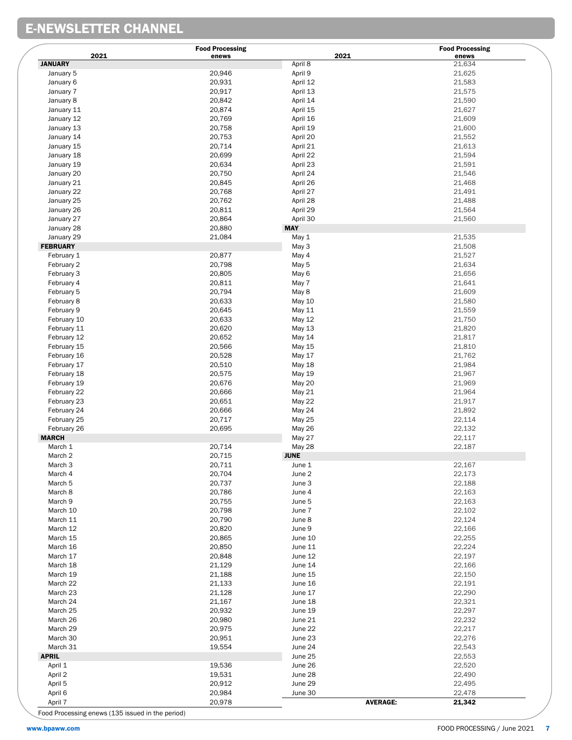## E-NEWSLETTER CHANNEL

| 2021 | Food Processing enews |
|---|---|
| **JANUARY** | |
| January 5 | 20,946 |
| January 6 | 20,931 |
| January 7 | 20,917 |
| January 8 | 20,842 |
| January 11 | 20,874 |
| January 12 | 20,769 |
| January 13 | 20,758 |
| January 14 | 20,753 |
| January 15 | 20,714 |
| January 18 | 20,699 |
| January 19 | 20,634 |
| January 20 | 20,750 |
| January 21 | 20,845 |
| January 22 | 20,768 |
| January 25 | 20,762 |
| January 26 | 20,811 |
| January 27 | 20,864 |
| January 28 | 20,880 |
| January 29 | 21,084 |
| **FEBRUARY** | |
| February 1 | 20,877 |
| February 2 | 20,798 |
| February 3 | 20,805 |
| February 4 | 20,811 |
| February 5 | 20,794 |
| February 8 | 20,633 |
| February 9 | 20,645 |
| February 10 | 20,633 |
| February 11 | 20,620 |
| February 12 | 20,652 |
| February 15 | 20,566 |
| February 16 | 20,528 |
| February 17 | 20,510 |
| February 18 | 20,575 |
| February 19 | 20,676 |
| February 22 | 20,666 |
| February 23 | 20,651 |
| February 24 | 20,666 |
| February 25 | 20,717 |
| February 26 | 20,695 |
| **MARCH** | |
| March 1 | 20,714 |
| March 2 | 20,715 |
| March 3 | 20,711 |
| March 4 | 20,704 |
| March 5 | 20,737 |
| March 8 | 20,786 |
| March 9 | 20,755 |
| March 10 | 20,798 |
| March 11 | 20,790 |
| March 12 | 20,820 |
| March 15 | 20,865 |
| March 16 | 20,850 |
| March 17 | 20,848 |
| March 18 | 21,129 |
| March 19 | 21,188 |
| March 22 | 21,133 |
| March 23 | 21,128 |
| March 24 | 21,167 |
| March 25 | 20,932 |
| March 26 | 20,980 |
| March 29 | 20,975 |
| March 30 | 20,951 |
| March 31 | 19,554 |
| **APRIL** | |
| April 1 | 19,536 |
| April 2 | 19,531 |
| April 5 | 20,912 |
| April 6 | 20,984 |
| April 7 | 20,978 |
| April 8 | 21,634 |
| April 9 | 21,625 |
| April 12 | 21,583 |
| April 13 | 21,575 |
| April 14 | 21,590 |
| April 15 | 21,627 |
| April 16 | 21,609 |
| April 19 | 21,600 |
| April 20 | 21,552 |
| April 21 | 21,613 |
| April 22 | 21,594 |
| April 23 | 21,591 |
| April 24 | 21,546 |
| April 26 | 21,468 |
| April 27 | 21,491 |
| April 28 | 21,488 |
| April 29 | 21,564 |
| April 30 | 21,560 |
| **MAY** | |
| May 1 | 21,535 |
| May 3 | 21,508 |
| May 4 | 21,527 |
| May 5 | 21,634 |
| May 6 | 21,656 |
| May 7 | 21,641 |
| May 8 | 21,609 |
| May 10 | 21,580 |
| May 11 | 21,559 |
| May 12 | 21,750 |
| May 13 | 21,820 |
| May 14 | 21,817 |
| May 15 | 21,810 |
| May 17 | 21,762 |
| May 18 | 21,984 |
| May 19 | 21,967 |
| May 20 | 21,969 |
| May 21 | 21,964 |
| May 22 | 21,917 |
| May 24 | 21,892 |
| May 25 | 22,114 |
| May 26 | 22,132 |
| May 27 | 22,117 |
| May 28 | 22,187 |
| **JUNE** | |
| June 1 | 22,167 |
| June 2 | 22,173 |
| June 3 | 22,188 |
| June 4 | 22,163 |
| June 5 | 22,163 |
| June 7 | 22,102 |
| June 8 | 22,124 |
| June 9 | 22,166 |
| June 10 | 22,255 |
| June 11 | 22,224 |
| June 12 | 22,197 |
| June 14 | 22,166 |
| June 15 | 22,150 |
| June 16 | 22,191 |
| June 17 | 22,290 |
| June 18 | 22,321 |
| June 19 | 22,297 |
| June 21 | 22,232 |
| June 22 | 22,217 |
| June 23 | 22,276 |
| June 24 | 22,543 |
| June 25 | 22,553 |
| June 26 | 22,520 |
| June 28 | 22,490 |
| June 29 | 22,495 |
| June 30 | 22,478 |
| **AVERAGE:** | **21,342** |

Food Processing enews (135 issued in the period)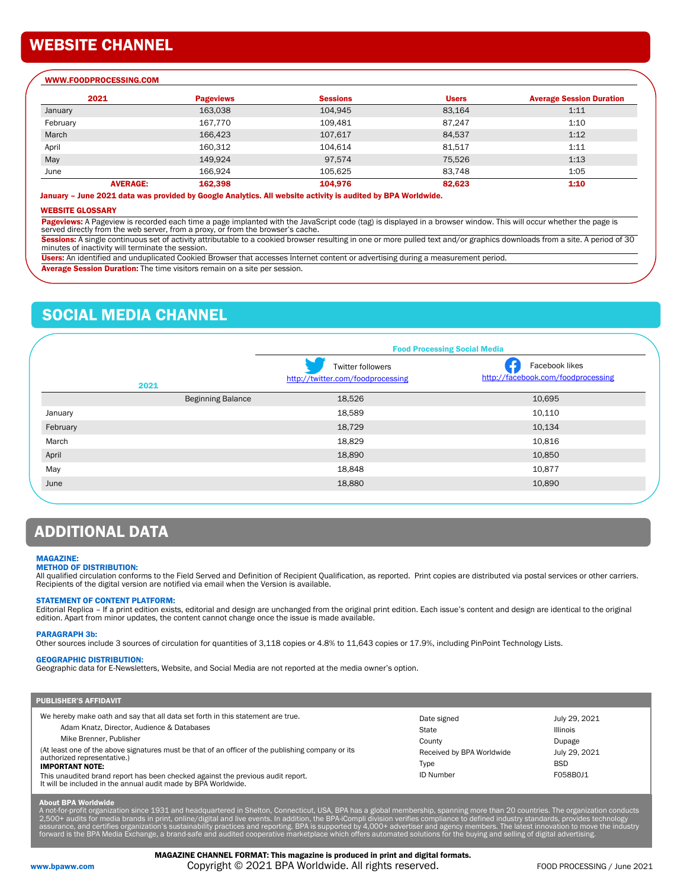## WEBSITE CHANNEL

### WWW.FOODPROCESSING.COM

| 2021 | Pageviews | Sessions | Users | Average Session Duration |
|---|---|---|---|---|
| January | 163,038 | 104,945 | 83,164 | 1:11 |
| February | 167,770 | 109,481 | 87,247 | 1:10 |
| March | 166,423 | 107,617 | 84,537 | 1:12 |
| April | 160,312 | 104,614 | 81,517 | 1:11 |
| May | 149,924 | 97,574 | 75,526 | 1:13 |
| June | 166,924 | 105,625 | 83,748 | 1:05 |
| **AVERAGE:** | **162,398** | **104,976** | **82,623** | **1:10** |

**January – June 2021 data was provided by Google Analytics. All website activity is audited by BPA Worldwide.**

### WEBSITE GLOSSARY

**Pageviews:** A Pageview is recorded each time a page implanted with the JavaScript code (tag) is displayed in a browser window. This will occur whether the page is served directly from the web server, from a proxy, or from the browser's cache.

**Sessions:** A single continuous set of activity attributable to a cookied browser resulting in one or more pulled text and/or graphics downloads from a site. A period of 30 minutes of inactivity will terminate the session.

**Users:** An identified and unduplicated Cookied Browser that accesses Internet content or advertising during a measurement period.

**Average Session Duration:** The time visitors remain on a site per session.

## SOCIAL MEDIA CHANNEL

| | | Food Processing Social Media | |
|---|---|---|---|
| 2021 | | Twitter followers http://twitter.com/foodprocessing | Facebook likes http://facebook.com/foodprocessing |
| | Beginning Balance | 18,526 | 10,695 |
| January | | 18,589 | 10,110 |
| February | | 18,729 | 10,134 |
| March | | 18,829 | 10,816 |
| April | | 18,890 | 10,850 |
| May | | 18,848 | 10,877 |
| June | | 18,880 | 10,890 |

## ADDITIONAL DATA

**MAGAZINE:**

**METHOD OF DISTRIBUTION:**
All qualified circulation conforms to the Field Served and Definition of Recipient Qualification, as reported. Print copies are distributed via postal services or other carriers. Recipients of the digital version are notified via email when the Version is available.

**STATEMENT OF CONTENT PLATFORM:**
Editorial Replica – If a print edition exists, editorial and design are unchanged from the original print edition. Each issue's content and design are identical to the original edition. Apart from minor updates, the content cannot change once the issue is made available.

**PARAGRAPH 3b:**
Other sources include 3 sources of circulation for quantities of 3,118 copies or 4.8% to 11,643 copies or 17.9%, including PinPoint Technology Lists.

**GEOGRAPHIC DISTRIBUTION:**
Geographic data for E-Newsletters, Website, and Social Media are not reported at the media owner's option.

### PUBLISHER'S AFFIDAVIT

We hereby make oath and say that all data set forth in this statement are true.

Adam Knatz, Director, Audience & Databases

Mike Brenner, Publisher

(At least one of the above signatures must be that of an officer of the publishing company or its authorized representative.)

**IMPORTANT NOTE:**
This unaudited brand report has been checked against the previous audit report. It will be included in the annual audit made by BPA Worldwide.

| | |
|---|---|
| Date signed | July 29, 2021 |
| State | Illinois |
| County | Dupage |
| Received by BPA Worldwide | July 29, 2021 |
| Type | BSD |
| ID Number | F058B0J1 |

**About BPA Worldwide**
A not-for-profit organization since 1931 and headquartered in Shelton, Connecticut, USA, BPA has a global membership, spanning more than 20 countries. The organization conducts 2,500+ audits for media brands in print, online/digital and live events. In addition, the BPA-iCompli division verifies compliance to defined industry standards, provides technology assurance, and certifies organization's sustainability practices and reporting. BPA is supported by 4,000+ advertiser and agency members. The latest innovation to move the industry forward is the BPA Media Exchange, a brand-safe and audited cooperative marketplace which offers automated solutions for the buying and selling of digital advertising.

**MAGAZINE CHANNEL FORMAT: This magazine is produced in print and digital formats.**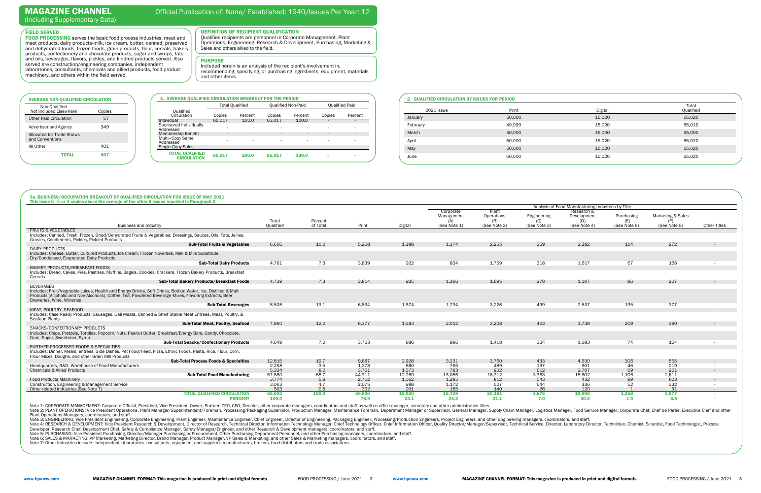# MAGAZINE CHANNEL

(Including Supplementary Data)

Official Publication of: None/ Established: 1940/Issues Per Year: 12

## FIELD SERVED

**FOOD PROCESSING** serves the basic food process industries; meat and meat products, dairy products-milk, ice cream, butter, canned, preserved and dehydrated foods, frozen foods, grain products, flour, cereals, bakery products, confectionery and chocolate products, sugar and syrups, fats and oils, beverages, flavors, pickles, and kindred products served. Also served are construction/engineering companies, independent laboratories, consultants, chemicals and allied products, food product machinery, and others within the field served.

## DEFINITION OF RECIPIENT QUALIFICATION

Qualified recipients are personnel in Corporate Management, Plant Operations, Engineering, Research & Development, Purchasing, Marketing & Sales and others allied to the field.

## PURPOSE

Included herein is an analysis of the recipient's involvement in, recommending, specifying, or purchasing ingredients, equipment, materials and other items.

## AVERAGE NON-QUALIFIED CIRCULATION

| Non-Qualified Not Included Elsewhere | Copies |
|---|---|
| Other Paid Circulation | 57 |
| Advertiser and Agency | 349 |
| Allocated for Trade Shows and Conventions | - |
| All Other | 401 |
| **TOTAL** | **807** |

## 1. AVERAGE QUALIFIED CIRCULATION BREAKOUT FOR THE PERIOD

| Qualified Circulation | Total Qualified | | Qualified Non-Paid | | Qualified Paid | |
|---|---|---|---|---|---|---|
| | Copies | Percent | Copies | Percent | Copies | Percent |
| Individual | 65,017 | 100.0 | 65,017 | 100.0 | | |
| Sponsored Individually Addressed | - | - | - | - | - | - |
| Membership Benefit | - | - | - | - | - | - |
| Multi-Copy Same Addressee | - | - | - | - | - | - |
| Single Copy Sales | - | - | - | - | - | - |
| **TOTAL QUALIFIED CIRCULATION** | **65,017** | **100.0** | **65,017** | **100.0** | **-** | **-** |

## 2. QUALIFIED CIRCULATION BY ISSUES FOR PERIOD

| 2021 Issue | Print | Digital | Total Qualified |
|---|---|---|---|
| January | 50,000 | 15,020 | 65,020 |
| February | 49,999 | 15,020 | 65,019 |
| March | 50,000 | 15,000 | 65,000 |
| April | 50,000 | 15,020 | 65,020 |
| May | 50,000 | 15,020 | 65,020 |
| June | 50,000 | 15,020 | 65,020 |

## 3a. BUSINESS/OCCUPATION BREAKOUT OF QUALIFIED CIRCULATION FOR ISSUE OF MAY 2021

This issue is -% or 4 copies above the average of the other 5 issues reported in Paragraph 2.

| Business and Industry | Total Qualified | Percent of Total | Print | Digital | Analysis of Food Manufacturing Industries by Title: Corporate Management (A) (See Note 1) | Plant Operations (B) (See Note 2) | Engineering (C) (See Note 3) | Research & Development (D) (See Note 4) | Purchasing (E) (See Note 5) | Marketing & Sales (F) (See Note 6) | Other Titles |
|---|---|---|---|---|---|---|---|---|---|---|---|
| FRUITS & VEGETABLES<br>Includes: Canned, Fresh, Frozen, Dried/Dehydrated Fruits & Vegetables; Dressings, Sauces, Oils, Fats, Jellies, Gravies, Condiments, Pickles, Pickled Products | | | | | | | | | | | |
| **Sub-Total Fruits & Vegetables** | 6,656 | 10.2 | 5,258 | 1,398 | 1,374 | 2,255 | 359 | 2,282 | 114 | 272 | - |
| DAIRY PRODUCTS<br>Includes: Cheese, Butter, Cultured Products, Ice Cream, Frozen Novelties, Milk & Milk Substitute, Dry/Condensed, Evaporated Dairy Products | | | | | | | | | | | |
| **Sub-Total Dairy Products** | 4,761 | 7.3 | 3,839 | 922 | 834 | 1,759 | 318 | 1,617 | 67 | 166 | - |
| BAKERY PRODUCTS/BREAKFAST FOODS<br>Includes: Bread, Cakes, Pies, Pastries, Muffins, Bagels, Cookies, Crackers, Frozen Bakery Products, Breakfast Cereals | | | | | | | | | | | |
| **Sub-Total Bakery Products/Breakfast Foods** | 4,739 | 7.3 | 3,814 | 925 | 1,366 | 1,695 | 278 | 1,107 | 86 | 207 | - |
| BEVERAGES<br>Includes: Fruit/Vegetable Juices, Health and Energy Drinks, Soft Drinks, Bottled Water, Ice, Distilled & Malt Products (Alcoholic and Non-Alcoholic), Coffee, Tea, Powdered Beverage Mixes, Flavoring Extracts, Beer, Breweries, Wine, Wineries | | | | | | | | | | | |
| **Sub-Total Beverages** | 8,508 | 13.1 | 6,834 | 1,674 | 1,734 | 3,226 | 499 | 2,537 | 135 | 377 | - |
| MEAT, POULTRY, SEAFOOD<br>Includes: Case Ready Products, Sausages, Deli Meats, Canned & Shelf Stable Meat Entrees, Meat, Poultry, & Seafood Plants | | | | | | | | | | | |
| **Sub-Total Meat, Poultry, Seafood** | 7,960 | 12.2 | 6,377 | 1,583 | 2,012 | 3,208 | 403 | 1,738 | 209 | 390 | - |
| SNACKS/CONFECTIONARY PRODUCTS<br>Includes: Chips, Pretzels, Tortillas, Popcorn, Nuts, Peanut Butter, Breakfast/Energy Bars, Candy, Chocolate, Gum, Sugar, Sweetener, Syrup | | | | | | | | | | | |
| **Sub-Total Snacks/Confectionary Products** | 4,649 | 7.2 | 3,763 | 886 | 986 | 1,418 | 324 | 1,683 | 74 | 164 | - |
| FURTHER PROCESSED FOODS & SPECIALTIES<br>Includes: Dinner, Meals, entrees, Side Dishes, Pet Food/Feed, Pizza, Ethnic Foods, Pasta, Rice, Flour, Corn, Flour Mixes, Doughs, and other Grain Mill Products | | | | | | | | | | | |
| **Sub-Total Process Foods & Specialties** | 12,815 | 19.7 | 9,887 | 2,928 | 3,231 | 3,760 | 433 | 4,530 | 306 | 555 | - |
| Headquarters, R&D, Warehouse of Food Manufacturers | 2,258 | 3.5 | 1,378 | 880 | 766 | 489 | 137 | 601 | 46 | 219 | - |
| Chemicals & Allied Products | 5,334 | 8.2 | 3,761 | 1,573 | 783 | 902 | 612 | 2,707 | 69 | 261 | - |
| **Sub-Total Food Manufacturing** | 57,680 | 88.7 | 44,911 | 12,769 | 13,086 | 18,712 | 3,363 | 18,802 | 1,106 | 2,611 | - |
| Food Products Machinery | 3,774 | 5.8 | 2,712 | 1,062 | 1,285 | 812 | 543 | 432 | 99 | 603 | - |
| Construction, Engineering & Management Service | 3,063 | 4.7 | 2,075 | 988 | 1,172 | 527 | 644 | 336 | 52 | 332 | - |
| Other related industries (See Note 7) | 503 | 0.8 | 302 | 201 | 185 | 140 | 26 | 120 | 1 | 31 | - |
| **TOTAL QUALIFIED CIRCULATION** | **65,020** | **100.0** | **50,000** | **15,020** | **15,728** | **20,191** | **4,576** | **19,690** | **1,258** | **3,577** | **-** |
| **PERCENT** | **100.0** | | **76.9** | **23.1** | **24.2** | **31.1** | **7.0** | **30.3** | **1.9** | **5.5** | **-** |

Note 1: CORPORATE MANAGEMENT: Corporate Official, President, Vice President, Owner, Partner, CEO, CFO, Director, other corporate managers, coordinators and staff as well as office manager, secretary and other administrative titles.

Note 2: PLANT OPERATIONS: Vice President Operations, Plant Manager/Superintendent/Foreman, Processing/Packaging Supervisor, Production Manager, Maintenance Foreman, Department Manager or Supervisor, General Manager, Supply Chain Manager, Logistics Manager, Food Service Manager, Corporate Chef, Chef de Partie, Executive Chef and other Plant Operations Managers, coordinators, and staff.

Note 3: ENGINEERING: Vice President Engineering, Corporate Engineering, Plant Engineer, Maintenance Engineer, Chief Engineer, Director of Engineering, Packaging Engineer, Processing/Production Engineers, Project Engineers, and other Engineering managers, coordinators, and staff.

Note 4: RESEARCH & DEVELOPMENT: Vice President Research & Development, Director of Research, Technical Director, Information Technology Manager, Chief Technology Officer, Chief Information Officer, Quality Director/Manager/Supervisor, Technical Service, Director, Laboratory Director, Technician, Chemist, Scientist, Food Technologist, Process Developer, Research Chef, Development Chef, Safety & Compliance Manager, Safety Manager/Engineer, and other Research & Development managers, coordinators, and staff.

Note 5: PURCHASING: Vice President Purchasing, Director/Manager Purchasing or Procurement, Other Purchasing Department Personnel, and other Purchasing managers, coordinators, and staff.

Note 6: SALES & MARKETING: VP Marketing, Marketing Director, Brand Manager, Product Manager, VP Sales & Marketing, and other Sales & Marketing managers, coordinators, and staff.

Note 7: Other Industries include: Independent laboratories, consultants, equipment and supplier's manufacturers, brokers, food distributors and trade associations.

www.bpaww.com — MAGAZINE CHANNEL FORMAT: This magazine is produced in print and digital formats.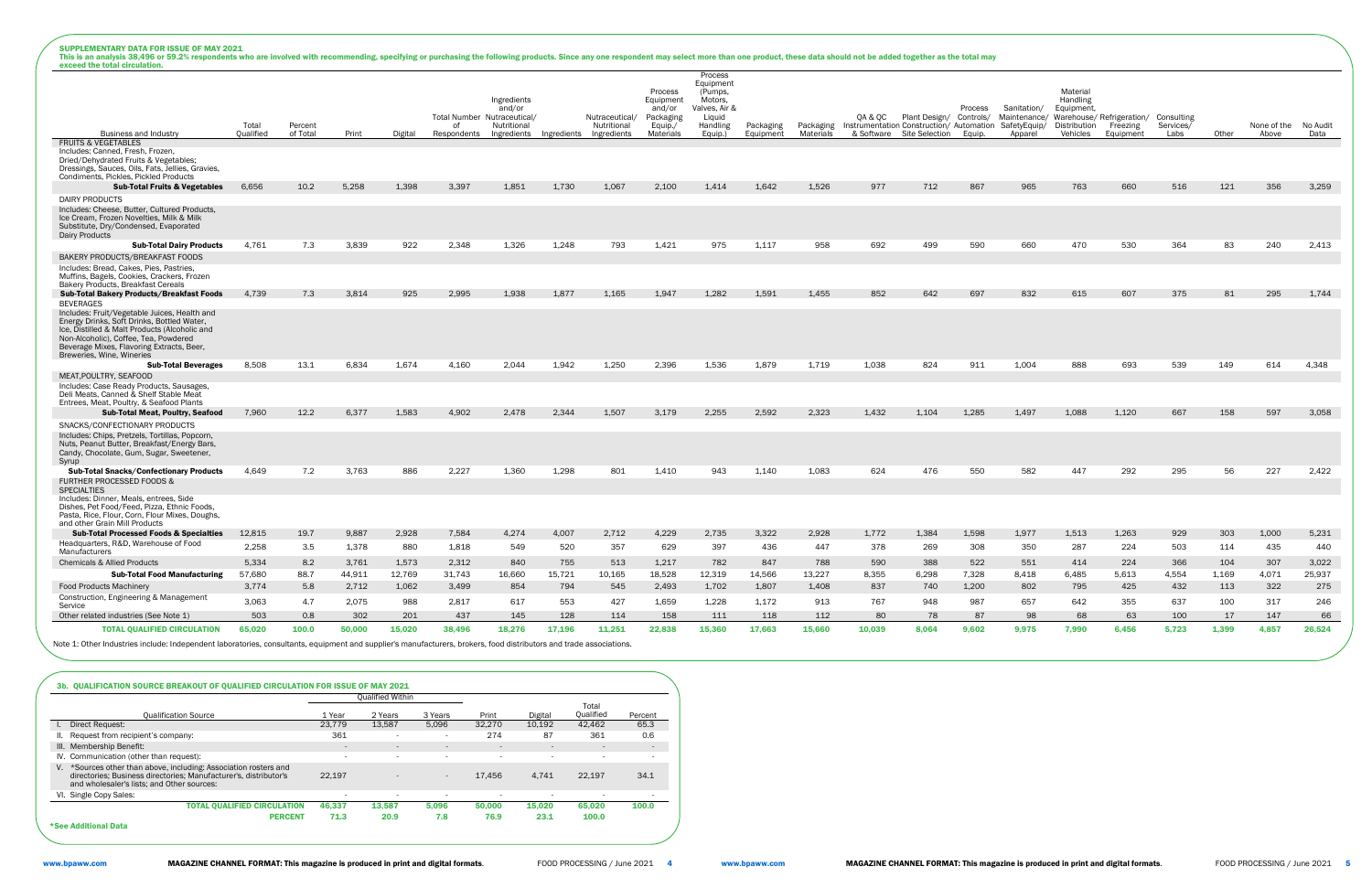## SUPPLEMENTARY DATA FOR ISSUE OF MAY 2021

This is an analysis 38,496 or 59.2% respondents who are involved with recommending, specifying or purchasing the following products. Since any one respondent may select more than one product, these data should not be added together as the total may exceed the total circulation.

| Business and Industry | Total Qualified | Percent of Total | Print | Digital | Total Number of Respondents | Ingredients and/or Nutraceutical/ Nutritional Ingredients | Ingredients | Nutraceutical/ Nutritional Ingredients | Process Equipment and/or Packaging Equip./ Materials | Process Equipment (Pumps, Motors, Valves, Air & Liquid Handling Equip.) | Packaging Equipment | Packaging Materials | QA & QC Instrumentation & Software | Plant Design/ Construction/ Site Selection | Process Controls/ Automation Equip. | Sanitation/ Maintenance/ SafetyEquip/ Apparel | Material Handling Equipment, Warehouse/ Distribution Vehicles | Refrigeration/ Freezing Equipment | Consulting Services/ Labs | Other | None of the Above | No Audit Data |
|---|---|---|---|---|---|---|---|---|---|---|---|---|---|---|---|---|---|---|---|---|---|---|
| FRUITS & VEGETABLES<br>Includes: Canned, Fresh, Frozen, Dried/Dehydrated Fruits & Vegetables; Dressings, Sauces, Oils, Fats, Jellies, Gravies, Condiments, Pickles, Pickled Products | | | | | | | | | | | | | | | | | | | | | | |
| **Sub-Total Fruits & Vegetables** | 6,656 | 10.2 | 5,258 | 1,398 | 3,397 | 1,851 | 1,730 | 1,067 | 2,100 | 1,414 | 1,642 | 1,526 | 977 | 712 | 867 | 965 | 763 | 660 | 516 | 121 | 356 | 3,259 |
| DAIRY PRODUCTS<br>Includes: Cheese, Butter, Cultured Products, Ice Cream, Frozen Novelties, Milk & Milk Substitute, Dry/Condensed, Evaporated Dairy Products | | | | | | | | | | | | | | | | | | | | | | |
| **Sub-Total Dairy Products** | 4,761 | 7.3 | 3,839 | 922 | 2,348 | 1,326 | 1,248 | 793 | 1,421 | 975 | 1,117 | 958 | 692 | 499 | 590 | 660 | 470 | 530 | 364 | 83 | 240 | 2,413 |
| BAKERY PRODUCTS/BREAKFAST FOODS<br>Includes: Bread, Cakes, Pies, Pastries, Muffins, Bagels, Cookies, Crackers, Frozen Bakery Products, Breakfast Cereals | | | | | | | | | | | | | | | | | | | | | | |
| **Sub-Total Bakery Products/Breakfast Foods** | 4,739 | 7.3 | 3,814 | 925 | 2,995 | 1,938 | 1,877 | 1,165 | 1,947 | 1,282 | 1,591 | 1,455 | 852 | 642 | 697 | 832 | 615 | 607 | 375 | 81 | 295 | 1,744 |
| BEVERAGES<br>Includes: Fruit/Vegetable Juices, Health and Energy Drinks, Soft Drinks, Bottled Water, Ice, Distilled & Malt Products (Alcoholic and Non-Alcoholic), Coffee, Tea, Powdered Beverage Mixes, Flavoring Extracts, Beer, Breweries, Wine, Wineries | | | | | | | | | | | | | | | | | | | | | | |
| **Sub-Total Beverages** | 8,508 | 13.1 | 6,834 | 1,674 | 4,160 | 2,044 | 1,942 | 1,250 | 2,396 | 1,536 | 1,879 | 1,719 | 1,038 | 824 | 911 | 1,004 | 888 | 693 | 539 | 149 | 614 | 4,348 |
| MEAT,POULTRY, SEAFOOD<br>Includes: Case Ready Products, Sausages, Deli Meats, Canned & Shelf Stable Meat Entrees, Meat, Poultry, & Seafood Plants | | | | | | | | | | | | | | | | | | | | | | |
| **Sub-Total Meat, Poultry, Seafood** | 7,960 | 12.2 | 6,377 | 1,583 | 4,902 | 2,478 | 2,344 | 1,507 | 3,179 | 2,255 | 2,592 | 2,323 | 1,432 | 1,104 | 1,285 | 1,497 | 1,088 | 1,120 | 667 | 158 | 597 | 3,058 |
| SNACKS/CONFECTIONARY PRODUCTS<br>Includes: Chips, Pretzels, Tortillas, Popcorn, Nuts, Peanut Butter, Breakfast/Energy Bars, Candy, Chocolate, Gum, Sugar, Sweetener, Syrup | | | | | | | | | | | | | | | | | | | | | | |
| **Sub-Total Snacks/Confectionary Products** | 4,649 | 7.2 | 3,763 | 886 | 2,227 | 1,360 | 1,298 | 801 | 1,410 | 943 | 1,140 | 1,083 | 624 | 476 | 550 | 582 | 447 | 292 | 295 | 56 | 227 | 2,422 |
| FURTHER PROCESSED FOODS & SPECIALTIES<br>Includes: Dinner, Meals, entrees, Side Dishes, Pet Food/Feed, Pizza, Ethnic Foods, Pasta, Rice, Flour, Corn, Flour Mixes, Doughs, and other Grain Mill Products | | | | | | | | | | | | | | | | | | | | | | |
| **Sub-Total Processed Foods & Specialties** | 12,815 | 19.7 | 9,887 | 2,928 | 7,584 | 4,274 | 4,007 | 2,712 | 4,229 | 2,735 | 3,322 | 2,928 | 1,772 | 1,384 | 1,598 | 1,977 | 1,513 | 1,263 | 929 | 303 | 1,000 | 5,231 |
| Headquarters, R&D, Warehouse of Food Manufacturers | 2,258 | 3.5 | 1,378 | 880 | 1,818 | 549 | 520 | 357 | 629 | 397 | 436 | 447 | 378 | 269 | 308 | 350 | 287 | 224 | 503 | 114 | 435 | 440 |
| Chemicals & Allied Products | 5,334 | 8.2 | 3,761 | 1,573 | 2,312 | 840 | 755 | 513 | 1,217 | 782 | 847 | 788 | 590 | 388 | 522 | 551 | 414 | 224 | 366 | 104 | 307 | 3,022 |
| **Sub-Total Food Manufacturing** | 57,680 | 88.7 | 44,911 | 12,769 | 31,743 | 16,660 | 15,721 | 10,165 | 18,528 | 12,319 | 14,566 | 13,227 | 8,355 | 6,298 | 7,328 | 8,418 | 6,485 | 5,613 | 4,554 | 1,169 | 4,071 | 25,937 |
| Food Products Machinery | 3,774 | 5.8 | 2,712 | 1,062 | 3,499 | 854 | 794 | 545 | 2,493 | 1,702 | 1,807 | 1,408 | 837 | 740 | 1,200 | 802 | 795 | 425 | 432 | 113 | 322 | 275 |
| Construction, Engineering & Management Service | 3,063 | 4.7 | 2,075 | 988 | 2,817 | 617 | 553 | 427 | 1,659 | 1,228 | 1,172 | 913 | 767 | 948 | 987 | 657 | 642 | 355 | 637 | 100 | 317 | 246 |
| Other related industries (See Note 1) | 503 | 0.8 | 302 | 201 | 437 | 145 | 128 | 114 | 158 | 111 | 118 | 112 | 80 | 78 | 87 | 98 | 68 | 63 | 100 | 17 | 147 | 66 |
| **TOTAL QUALIFIED CIRCULATION** | **65,020** | **100.0** | **50,000** | **15,020** | **38,496** | **18,276** | **17,196** | **11,251** | **22,838** | **15,360** | **17,663** | **15,660** | **10,039** | **8,064** | **9,602** | **9,975** | **7,990** | **6,456** | **5,723** | **1,399** | **4,857** | **26,524** |

Note 1: Other Industries include: Independent laboratories, consultants, equipment and supplier's manufacturers, brokers, food distributors and trade associations.

### 3b. QUALIFICATION SOURCE BREAKOUT OF QUALIFIED CIRCULATION FOR ISSUE OF MAY 2021

| Qualification Source | Qualified Within 1 Year | 2 Years | 3 Years | Print | Digital | Total Qualified | Percent |
|---|---|---|---|---|---|---|---|
| I. Direct Request: | 23,779 | 13,587 | 5,096 | 32,270 | 10,192 | 42,462 | 65.3 |
| II. Request from recipient's company: | 361 | - | - | 274 | 87 | 361 | 0.6 |
| III. Membership Benefit: | - | - | - | - | - | - | - |
| IV. Communication (other than request): | - | - | - | - | - | - | - |
| V. *Sources other than above, including: Association rosters and directories; Business directories; Manufacturer's, distributor's and wholesaler's lists; and Other sources: | 22,197 | - | - | 17,456 | 4,741 | 22,197 | 34.1 |
| VI. Single Copy Sales: | - | - | - | - | - | - | - |
| **TOTAL QUALIFIED CIRCULATION** | **46,337** | **13,587** | **5,096** | **50,000** | **15,020** | **65,020** | **100.0** |
| **PERCENT** | **71.3** | **20.9** | **7.8** | **76.9** | **23.1** | **100.0** | |

*See Additional Data

MAGAZINE CHANNEL FORMAT: This magazine is produced in print and digital formats.